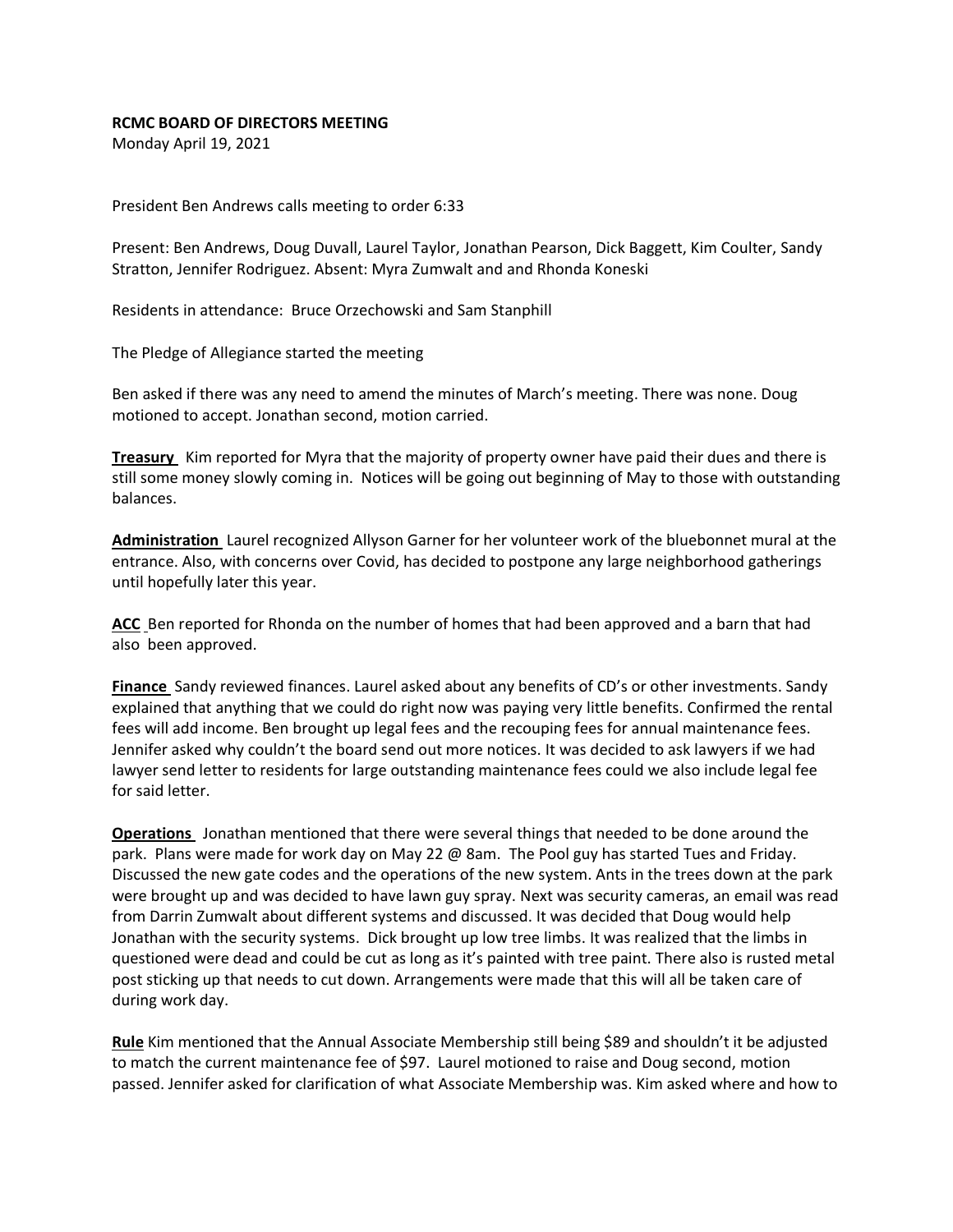**RCMC BOARD OF DIRECTORS MEETING**

Monday April 19, 2021

President Ben Andrews calls meeting to order 6:33

Present: Ben Andrews, Doug Duvall, Laurel Taylor, Jonathan Pearson, Dick Baggett, Kim Coulter, Sandy Stratton, Jennifer Rodriguez. Absent: Myra Zumwalt and and Rhonda Koneski

Residents in attendance: Bruce Orzechowski and Sam Stanphill

The Pledge of Allegiance started the meeting

Ben asked if there was any need to amend the minutes of March's meeting. There was none. Doug motioned to accept. Jonathan second, motion carried.

**Treasury** Kim reported for Myra that the majority of property owner have paid their dues and there is still some money slowly coming in. Notices will be going out beginning of May to those with outstanding balances.

**Administration** Laurel recognized Allyson Garner for her volunteer work of the bluebonnet mural at the entrance. Also, with concerns over Covid, has decided to postpone any large neighborhood gatherings until hopefully later this year.

**ACC** Ben reported for Rhonda on the number of homes that had been approved and a barn that had also been approved.

**Finance** Sandy reviewed finances. Laurel asked about any benefits of CD's or other investments. Sandy explained that anything that we could do right now was paying very little benefits. Confirmed the rental fees will add income. Ben brought up legal fees and the recouping fees for annual maintenance fees. Jennifer asked why couldn't the board send out more notices. It was decided to ask lawyers if we had lawyer send letter to residents for large outstanding maintenance fees could we also include legal fee for said letter.

**Operations** Jonathan mentioned that there were several things that needed to be done around the park. Plans were made for work day on May 22 @ 8am. The Pool guy has started Tues and Friday. Discussed the new gate codes and the operations of the new system. Ants in the trees down at the park were brought up and was decided to have lawn guy spray. Next was security cameras, an email was read from Darrin Zumwalt about different systems and discussed. It was decided that Doug would help Jonathan with the security systems. Dick brought up low tree limbs. It was realized that the limbs in questioned were dead and could be cut as long as it's painted with tree paint. There also is rusted metal post sticking up that needs to cut down. Arrangements were made that this will all be taken care of during work day.

**Rule** Kim mentioned that the Annual Associate Membership still being $89 and shouldn't it be adjusted to match the current maintenance fee of $97. Laurel motioned to raise and Doug second, motion passed. Jennifer asked for clarification of what Associate Membership was. Kim asked where and how to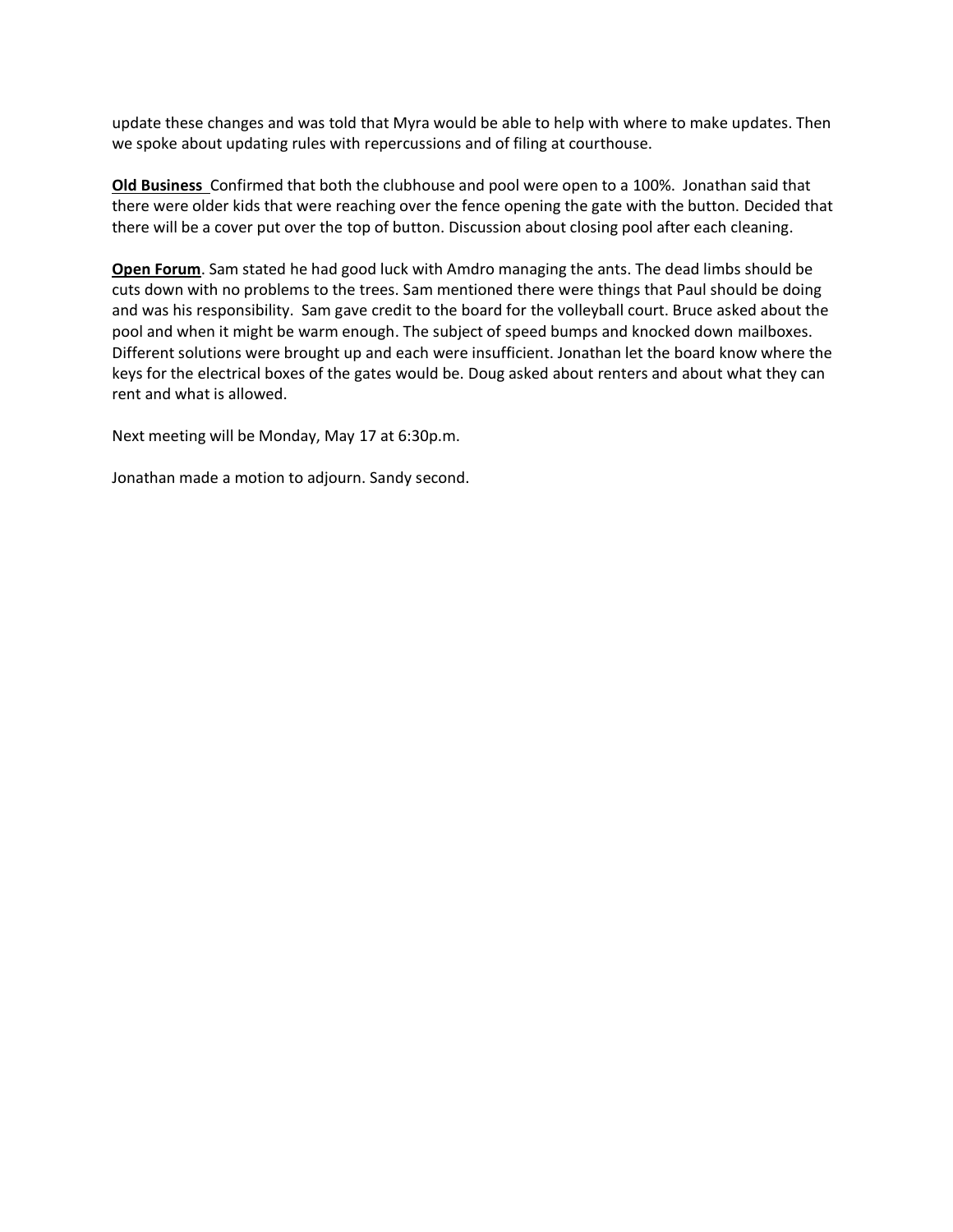update these changes and was told that Myra would be able to help with where to make updates. Then we spoke about updating rules with repercussions and of filing at courthouse.

**Old Business** Confirmed that both the clubhouse and pool were open to a 100%. Jonathan said that there were older kids that were reaching over the fence opening the gate with the button. Decided that there will be a cover put over the top of button. Discussion about closing pool after each cleaning.

**Open Forum**. Sam stated he had good luck with Amdro managing the ants. The dead limbs should be cuts down with no problems to the trees. Sam mentioned there were things that Paul should be doing and was his responsibility. Sam gave credit to the board for the volleyball court. Bruce asked about the pool and when it might be warm enough. The subject of speed bumps and knocked down mailboxes. Different solutions were brought up and each were insufficient. Jonathan let the board know where the keys for the electrical boxes of the gates would be. Doug asked about renters and about what they can rent and what is allowed.

Next meeting will be Monday, May 17 at 6:30p.m.

Jonathan made a motion to adjourn. Sandy second.